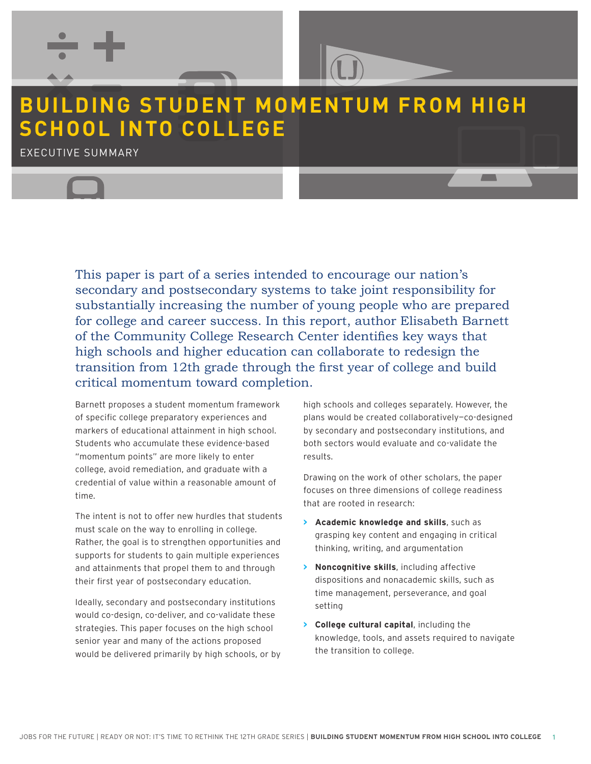# BUILDING STUDENT MOMENTUM FROM HIGH SCHOOL INTO COLLEGE

EXECUTIVE SUMMARY

This paper is part of a series intended to encourage our nation's secondary and postsecondary systems to take joint responsibility for substantially increasing the number of young people who are prepared for college and career success. In this report, author Elisabeth Barnett of the Community College Research Center identifies key ways that high schools and higher education can collaborate to redesign the transition from 12th grade through the first year of college and build critical momentum toward completion.

Barnett proposes a student momentum framework of specific college preparatory experiences and markers of educational attainment in high school. Students who accumulate these evidence-based "momentum points" are more likely to enter college, avoid remediation, and graduate with a credential of value within a reasonable amount of time.

The intent is not to offer new hurdles that students must scale on the way to enrolling in college. Rather, the goal is to strengthen opportunities and supports for students to gain multiple experiences and attainments that propel them to and through their first year of postsecondary education.

Ideally, secondary and postsecondary institutions would co-design, co-deliver, and co-validate these strategies. This paper focuses on the high school senior year and many of the actions proposed would be delivered primarily by high schools, or by high schools and colleges separately. However, the plans would be created collaboratively—co-designed by secondary and postsecondary institutions, and both sectors would evaluate and co-validate the results.

Drawing on the work of other scholars, the paper focuses on three dimensions of college readiness that are rooted in research:

- **Academic knowledge and skills**, such as grasping key content and engaging in critical thinking, writing, and argumentation
- **Noncognitive skills**, including affective dispositions and nonacademic skills, such as time management, perseverance, and goal setting
- **College cultural capital**, including the knowledge, tools, and assets required to navigate the transition to college.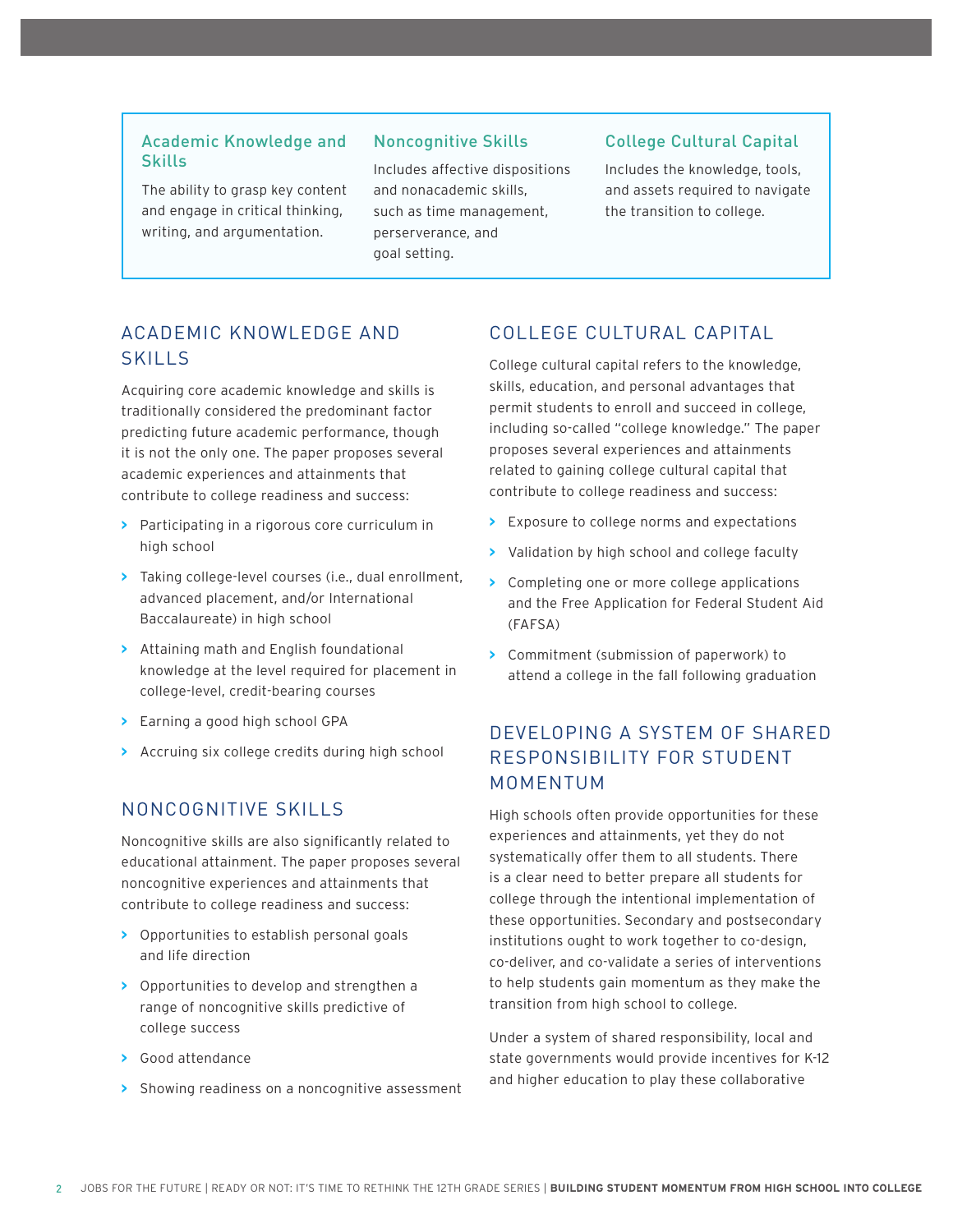**Academic Knowledge and Skills**

The ability to grasp key content and engage in critical thinking, writing, and argumentation.

**Noncognitive Skills**

Includes affective dispositions and nonacademic skills, such as time management, perserverance, and goal setting.

**College Cultural Capital**

Includes the knowledge, tools, and assets required to navigate the transition to college.

## ACADEMIC KNOWLEDGE AND SKILLS

Acquiring core academic knowledge and skills is traditionally considered the predominant factor predicting future academic performance, though it is not the only one. The paper proposes several academic experiences and attainments that contribute to college readiness and success:

- Participating in a rigorous core curriculum in high school
- Taking college-level courses (i.e., dual enrollment, advanced placement, and/or International Baccalaureate) in high school
- Attaining math and English foundational knowledge at the level required for placement in college-level, credit-bearing courses
- Earning a good high school GPA
- Accruing six college credits during high school

## NONCOGNITIVE SKILLS

Noncognitive skills are also significantly related to educational attainment. The paper proposes several noncognitive experiences and attainments that contribute to college readiness and success:

- Opportunities to establish personal goals and life direction
- Opportunities to develop and strengthen a range of noncognitive skills predictive of college success
- Good attendance
- Showing readiness on a noncognitive assessment

## COLLEGE CULTURAL CAPITAL

College cultural capital refers to the knowledge, skills, education, and personal advantages that permit students to enroll and succeed in college, including so-called "college knowledge." The paper proposes several experiences and attainments related to gaining college cultural capital that contribute to college readiness and success:

- Exposure to college norms and expectations
- Validation by high school and college faculty
- Completing one or more college applications and the Free Application for Federal Student Aid (FAFSA)
- Commitment (submission of paperwork) to attend a college in the fall following graduation

## DEVELOPING A SYSTEM OF SHARED RESPONSIBILITY FOR STUDENT MOMENTUM

High schools often provide opportunities for these experiences and attainments, yet they do not systematically offer them to all students. There is a clear need to better prepare all students for college through the intentional implementation of these opportunities. Secondary and postsecondary institutions ought to work together to co-design, co-deliver, and co-validate a series of interventions to help students gain momentum as they make the transition from high school to college.

Under a system of shared responsibility, local and state governments would provide incentives for K-12 and higher education to play these collaborative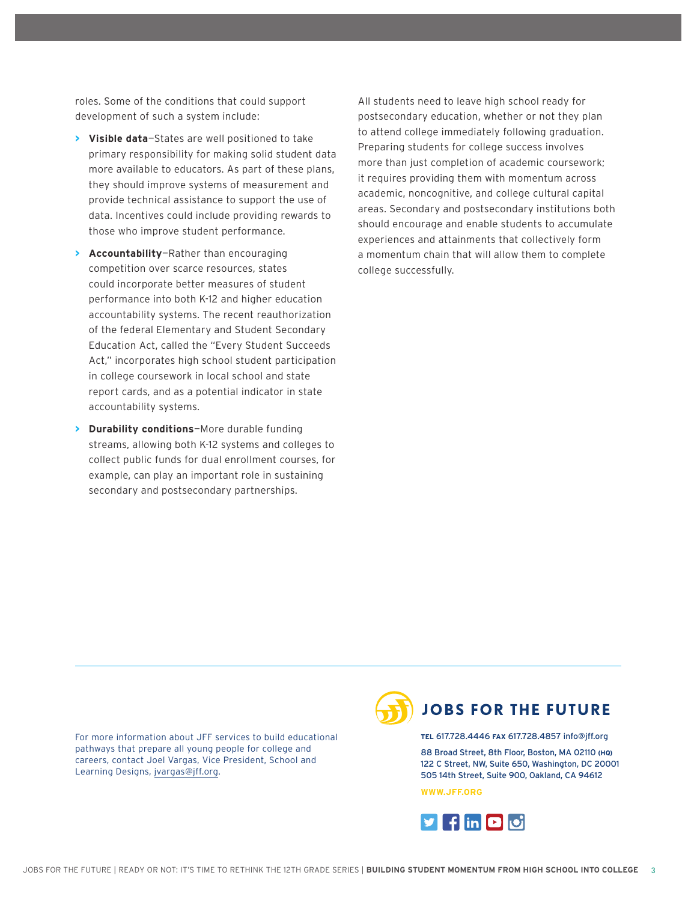roles. Some of the conditions that could support development of such a system include:

- **Visible data**—States are well positioned to take primary responsibility for making solid student data more available to educators. As part of these plans, they should improve systems of measurement and provide technical assistance to support the use of data. Incentives could include providing rewards to those who improve student performance.
- **Accountability**—Rather than encouraging competition over scarce resources, states could incorporate better measures of student performance into both K-12 and higher education accountability systems. The recent reauthorization of the federal Elementary and Student Secondary Education Act, called the "Every Student Succeeds Act," incorporates high school student participation in college coursework in local school and state report cards, and as a potential indicator in state accountability systems.
- **Durability conditions**—More durable funding streams, allowing both K-12 systems and colleges to collect public funds for dual enrollment courses, for example, can play an important role in sustaining secondary and postsecondary partnerships.

All students need to leave high school ready for postsecondary education, whether or not they plan to attend college immediately following graduation. Preparing students for college success involves more than just completion of academic coursework; it requires providing them with momentum across academic, noncognitive, and college cultural capital areas. Secondary and postsecondary institutions both should encourage and enable students to accumulate experiences and attainments that collectively form a momentum chain that will allow them to complete college successfully.

---

For more information about JFF services to build educational pathways that prepare all young people for college and careers, contact Joel Vargas, Vice President, School and Learning Designs, jvargas@jff.org.

**JOBS FOR THE FUTURE**

**TEL** 617.728.4446 **FAX** 617.728.4857 info@jff.org

88 Broad Street, 8th Floor, Boston, MA 02110 **(HQ)**
122 C Street, NW, Suite 650, Washington, DC 20001
505 14th Street, Suite 900, Oakland, CA 94612

**WWW.JFF.ORG**